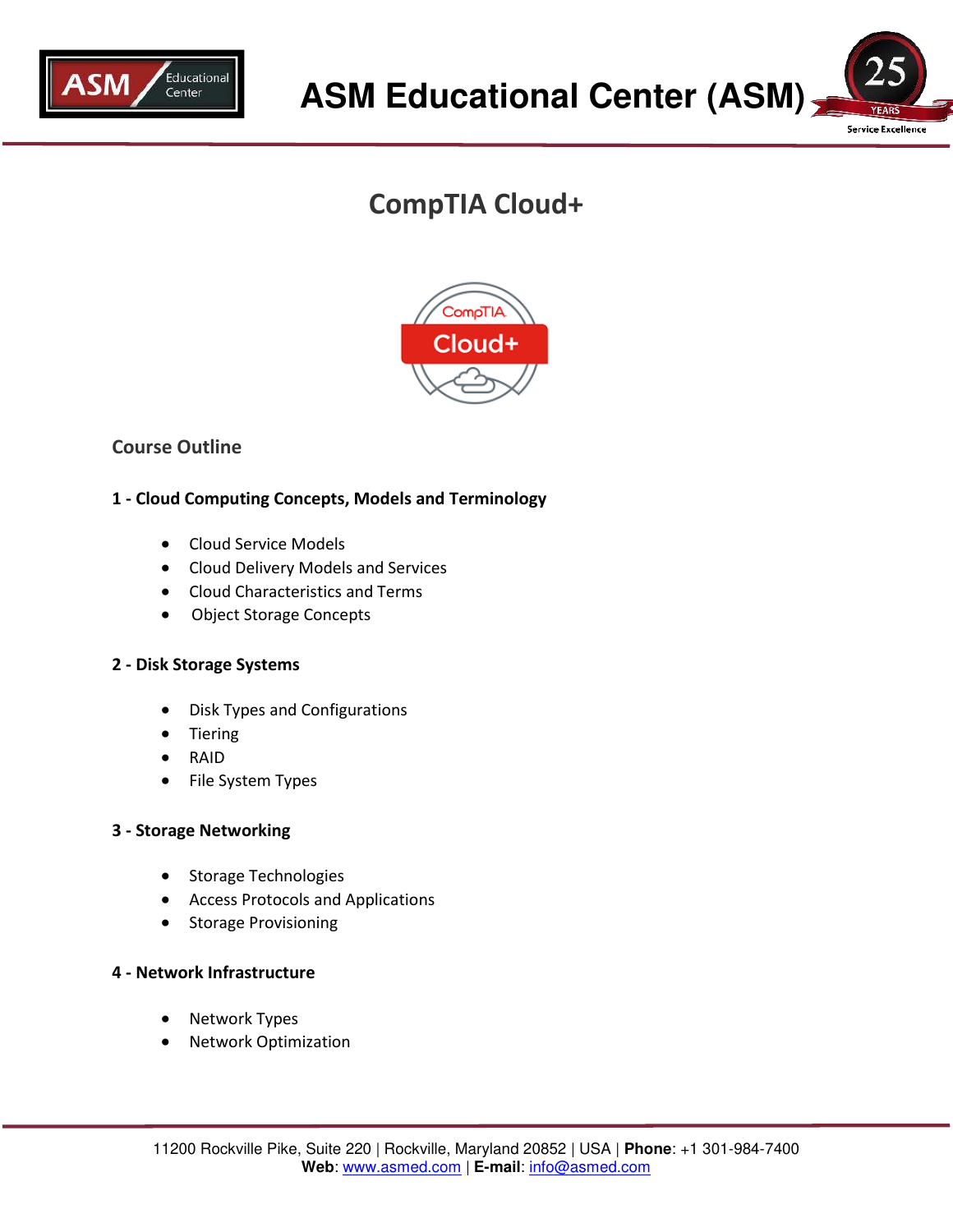# ASM Educational Center (ASM)

## CompTIA Cloud+

### Course Outline

**1 - Cloud Computing Concepts, Models and Terminology**

- Cloud Service Models
- Cloud Delivery Models and Services
- Cloud Characteristics and Terms
- Object Storage Concepts

**2 - Disk Storage Systems**

- Disk Types and Configurations
- Tiering
- RAID
- File System Types

**3 - Storage Networking**

- Storage Technologies
- Access Protocols and Applications
- Storage Provisioning

**4 - Network Infrastructure**

- Network Types
- Network Optimization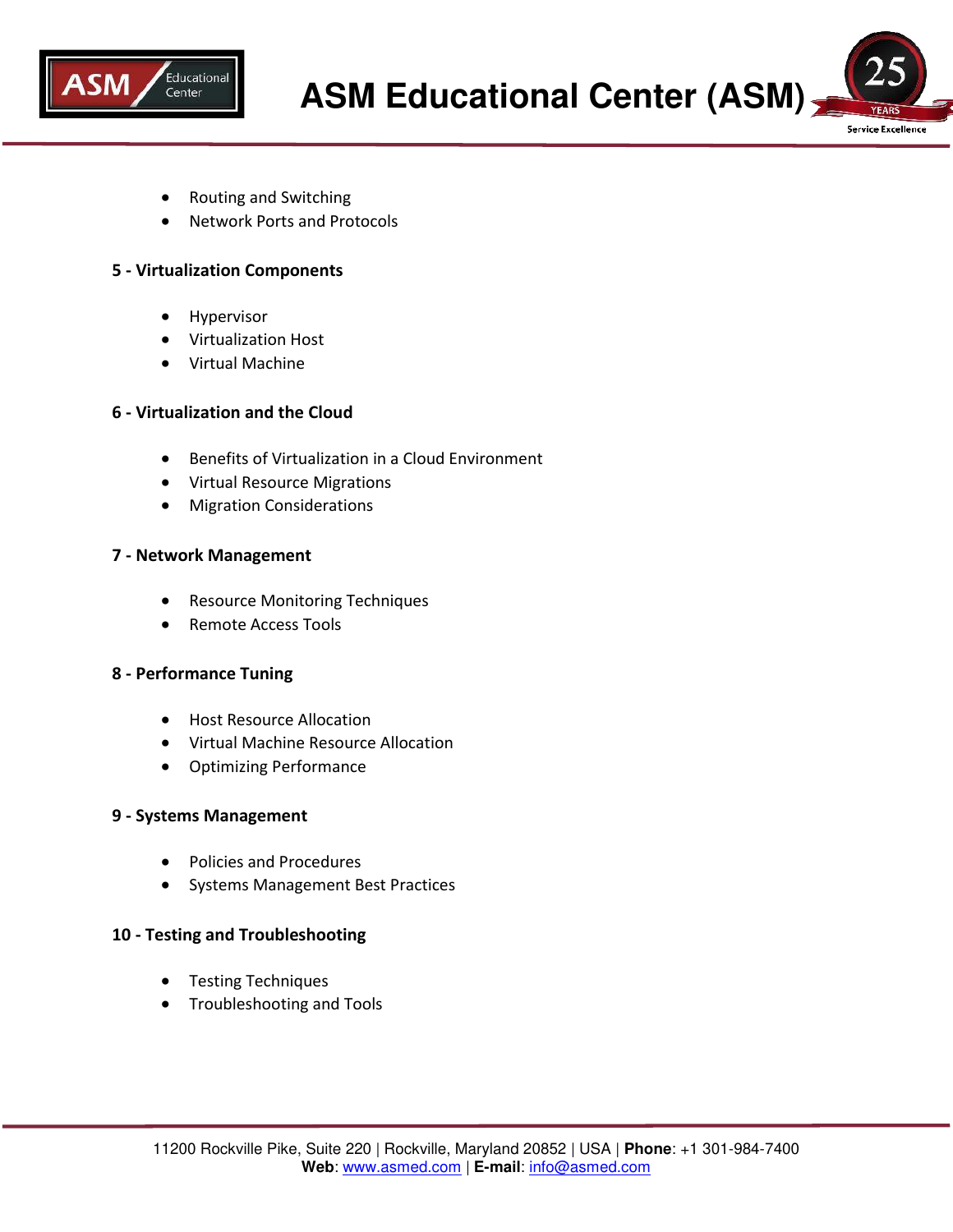- Routing and Switching
- Network Ports and Protocols

**5 - Virtualization Components**

- Hypervisor
- Virtualization Host
- Virtual Machine

**6 - Virtualization and the Cloud**

- Benefits of Virtualization in a Cloud Environment
- Virtual Resource Migrations
- Migration Considerations

**7 - Network Management**

- Resource Monitoring Techniques
- Remote Access Tools

**8 - Performance Tuning**

- Host Resource Allocation
- Virtual Machine Resource Allocation
- Optimizing Performance

**9 - Systems Management**

- Policies and Procedures
- Systems Management Best Practices

**10 - Testing and Troubleshooting**

- Testing Techniques
- Troubleshooting and Tools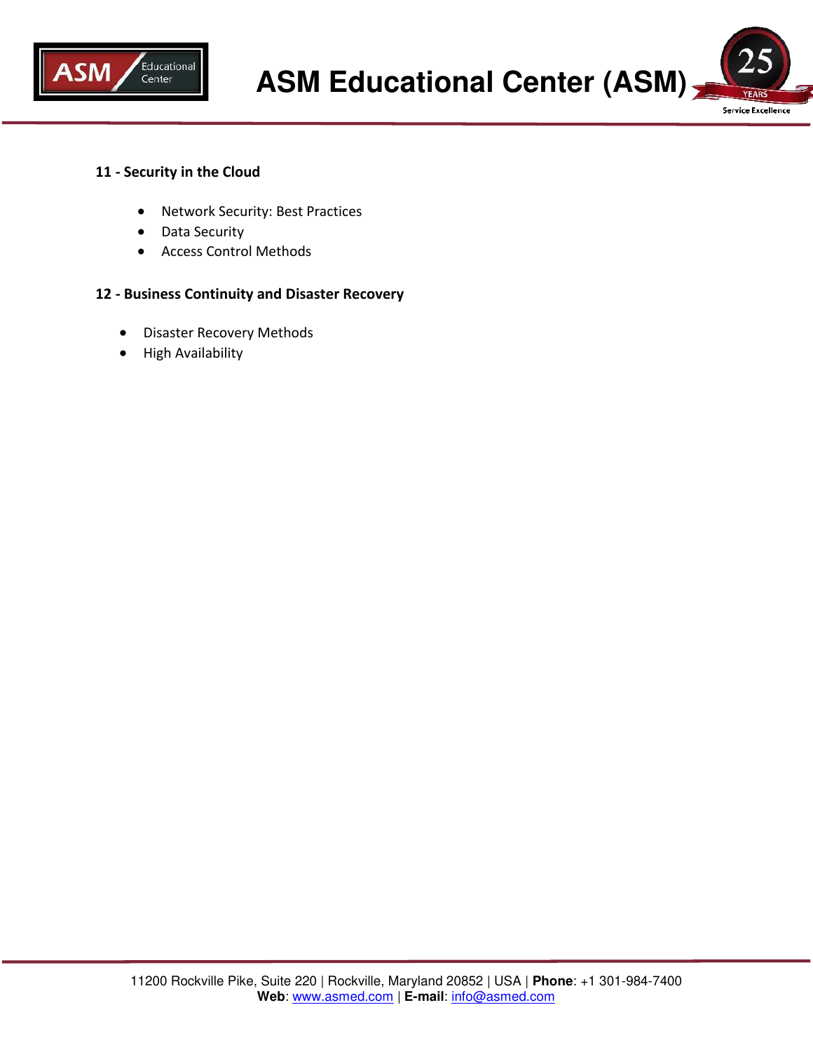**11 - Security in the Cloud**

- Network Security: Best Practices
- Data Security
- Access Control Methods

**12 - Business Continuity and Disaster Recovery**

- Disaster Recovery Methods
- High Availability